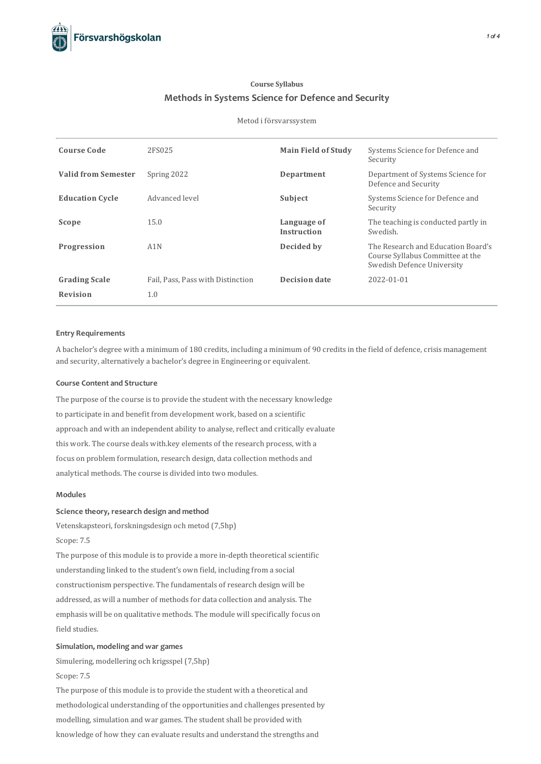**Course Syllabus**

## Methods in Systems Science for Defence and Security

Metod i försvarssystem

| | | | |
|---|---|---|---|
| **Course Code** | 2FS025 | **Main Field of Study** | Systems Science for Defence and Security |
| **Valid from Semester** | Spring 2022 | **Department** | Department of Systems Science for Defence and Security |
| **Education Cycle** | Advanced level | **Subject** | Systems Science for Defence and Security |
| **Scope** | 15.0 | **Language of Instruction** | The teaching is conducted partly in Swedish. |
| **Progression** | A1N | **Decided by** | The Research and Education Board's Course Syllabus Committee at the Swedish Defence University |
| **Grading Scale** | Fail, Pass, Pass with Distinction | **Decision date** | 2022-01-01 |
| **Revision** | 1.0 | | |

### Entry Requirements

A bachelor's degree with a minimum of 180 credits, including a minimum of 90 credits in the field of defence, crisis management and security, alternatively a bachelor's degree in Engineering or equivalent.

### Course Content and Structure

The purpose of the course is to provide the student with the necessary knowledge to participate in and benefit from development work, based on a scientific approach and with an independent ability to analyse, reflect and critically evaluate this work. The course deals with.key elements of the research process, with a focus on problem formulation, research design, data collection methods and analytical methods. The course is divided into two modules.

### Modules

#### Science theory, research design and method

Vetenskapsteori, forskningsdesign och metod (7,5hp)

Scope: 7.5

The purpose of this module is to provide a more in-depth theoretical scientific understanding linked to the student's own field, including from a social constructionism perspective. The fundamentals of research design will be addressed, as will a number of methods for data collection and analysis. The emphasis will be on qualitative methods. The module will specifically focus on field studies.

#### Simulation, modeling and war games

Simulering, modellering och krigsspel (7,5hp)

Scope: 7.5

The purpose of this module is to provide the student with a theoretical and methodological understanding of the opportunities and challenges presented by modelling, simulation and war games. The student shall be provided with knowledge of how they can evaluate results and understand the strengths and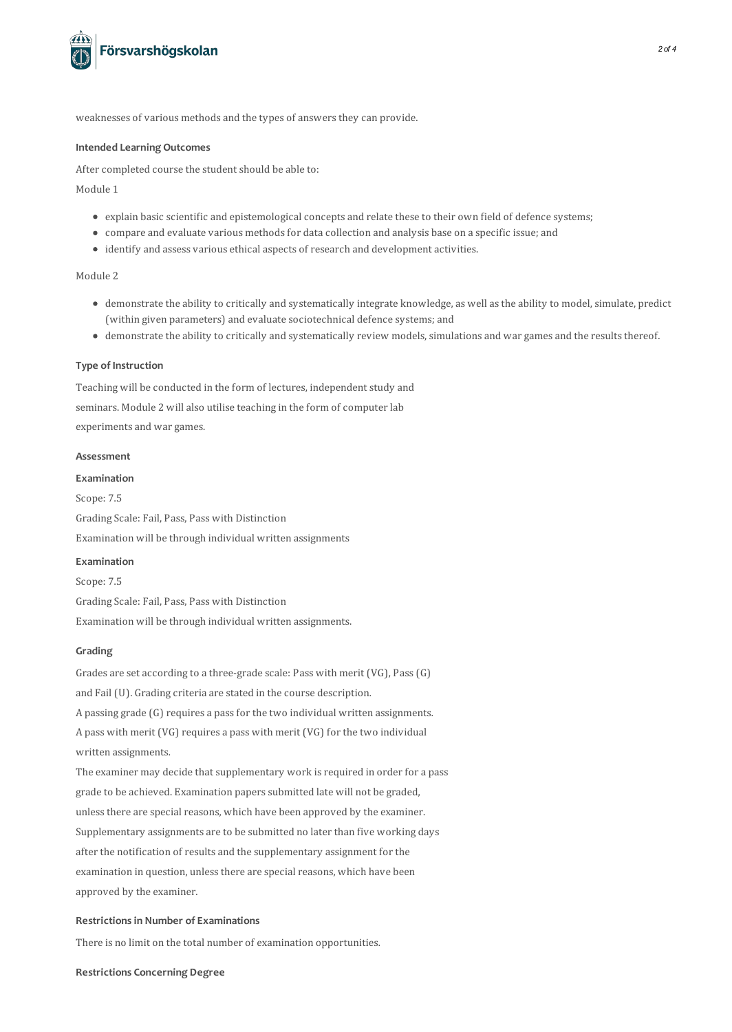weaknesses of various methods and the types of answers they can provide.

#### Intended Learning Outcomes

After completed course the student should be able to:

Module 1

- explain basic scientific and epistemological concepts and relate these to their own field of defence systems;
- compare and evaluate various methods for data collection and analysis base on a specific issue; and
- identify and assess various ethical aspects of research and development activities.

Module 2

- demonstrate the ability to critically and systematically integrate knowledge, as well as the ability to model, simulate, predict (within given parameters) and evaluate sociotechnical defence systems; and
- demonstrate the ability to critically and systematically review models, simulations and war games and the results thereof.

#### Type of Instruction

Teaching will be conducted in the form of lectures, independent study and seminars. Module 2 will also utilise teaching in the form of computer lab experiments and war games.

#### Assessment

#### Examination

Scope: 7.5

Grading Scale: Fail, Pass, Pass with Distinction

Examination will be through individual written assignments

#### Examination

Scope: 7.5

Grading Scale: Fail, Pass, Pass with Distinction

Examination will be through individual written assignments.

#### Grading

Grades are set according to a three-grade scale: Pass with merit (VG), Pass (G) and Fail (U). Grading criteria are stated in the course description.
A passing grade (G) requires a pass for the two individual written assignments.
A pass with merit (VG) requires a pass with merit (VG) for the two individual written assignments.
The examiner may decide that supplementary work is required in order for a pass grade to be achieved. Examination papers submitted late will not be graded, unless there are special reasons, which have been approved by the examiner. Supplementary assignments are to be submitted no later than five working days after the notification of results and the supplementary assignment for the examination in question, unless there are special reasons, which have been approved by the examiner.

#### Restrictions in Number of Examinations

There is no limit on the total number of examination opportunities.

#### Restrictions Concerning Degree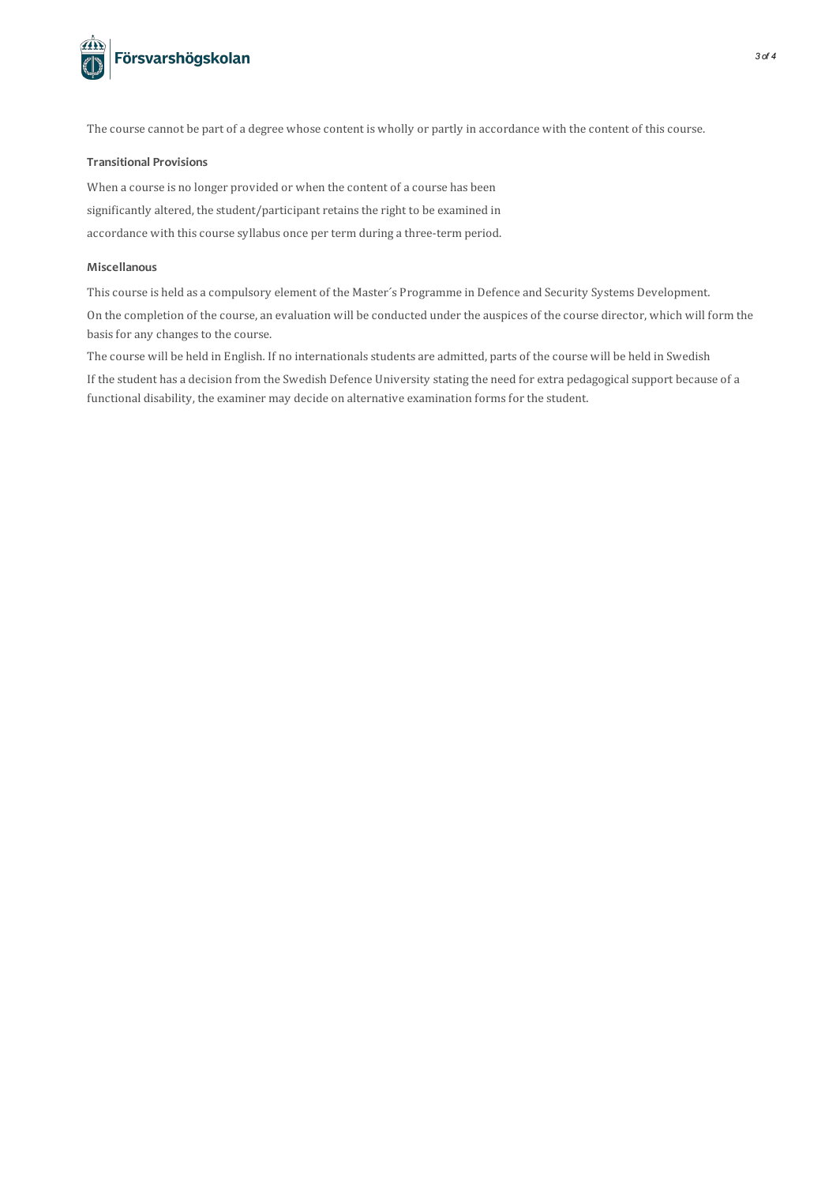The course cannot be part of a degree whose content is wholly or partly in accordance with the content of this course.

### Transitional Provisions

When a course is no longer provided or when the content of a course has been significantly altered, the student/participant retains the right to be examined in accordance with this course syllabus once per term during a three-term period.

### Miscellanous

This course is held as a compulsory element of the Master´s Programme in Defence and Security Systems Development.

On the completion of the course, an evaluation will be conducted under the auspices of the course director, which will form the basis for any changes to the course.

The course will be held in English. If no internationals students are admitted, parts of the course will be held in Swedish

If the student has a decision from the Swedish Defence University stating the need for extra pedagogical support because of a functional disability, the examiner may decide on alternative examination forms for the student.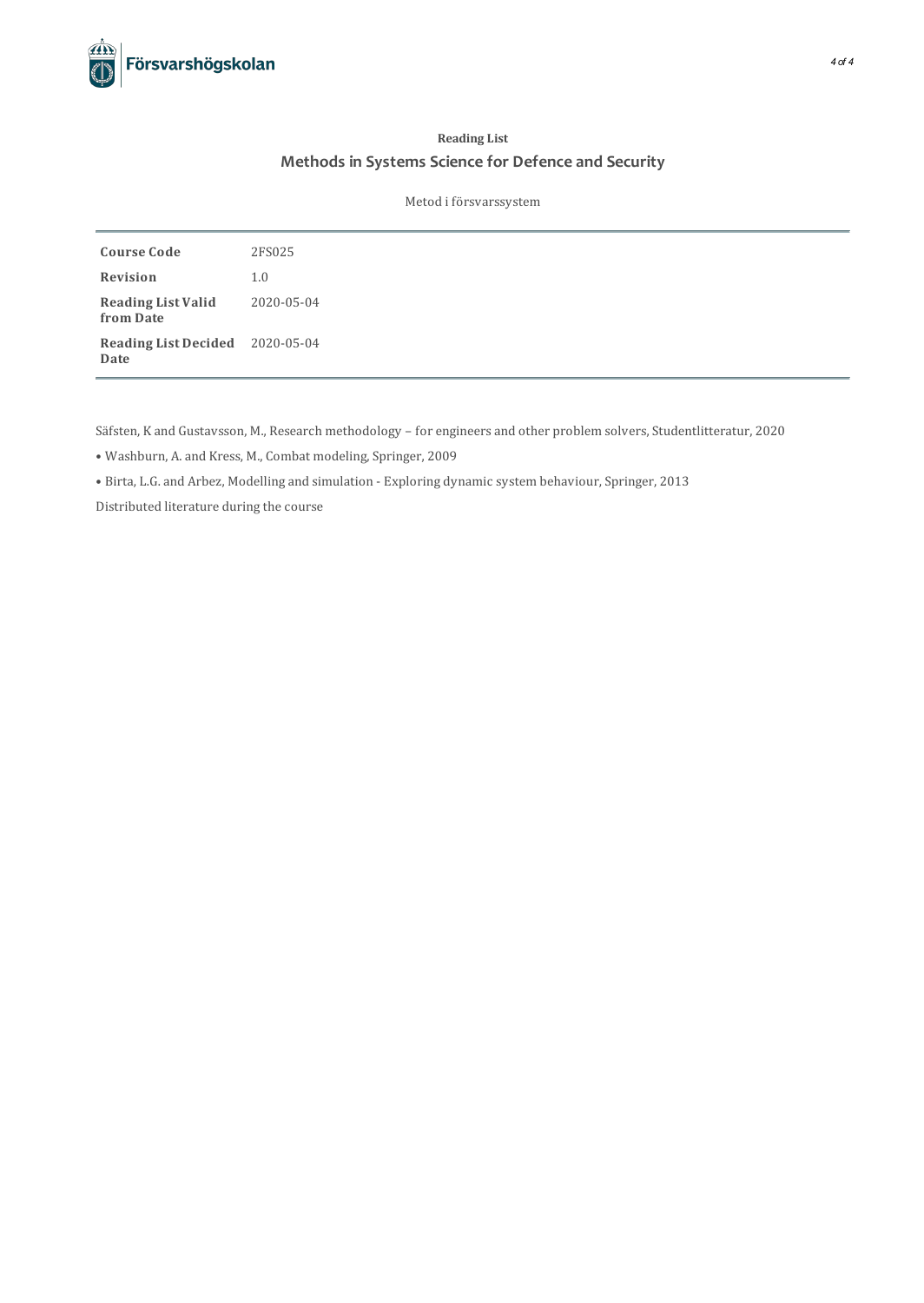**Reading List**

## Methods in Systems Science for Defence and Security

Metod i försvarssystem

| | |
|---|---|
| **Course Code** | 2FS025 |
| **Revision** | 1.0 |
| **Reading List Valid from Date** | 2020-05-04 |
| **Reading List Decided Date** | 2020-05-04 |

Säfsten, K and Gustavsson, M., Research methodology – for engineers and other problem solvers, Studentlitteratur, 2020

• Washburn, A. and Kress, M., Combat modeling, Springer, 2009

• Birta, L.G. and Arbez, Modelling and simulation - Exploring dynamic system behaviour, Springer, 2013

Distributed literature during the course